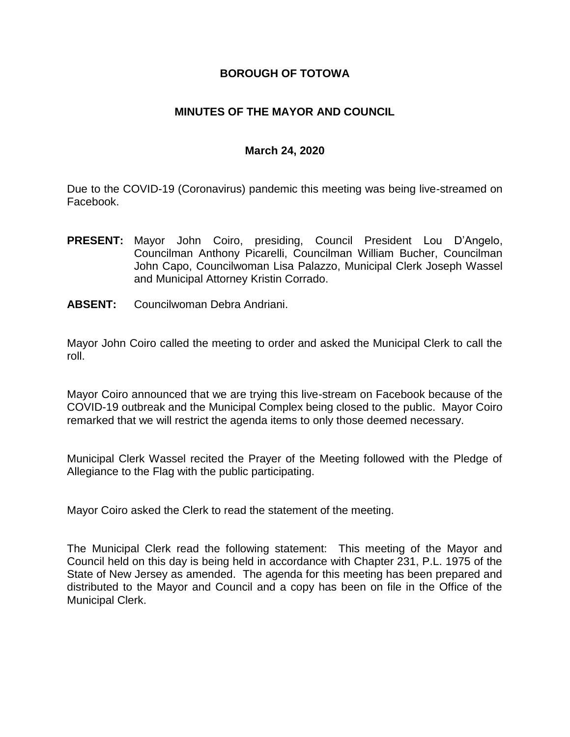# BOROUGH OF TOTOWA

## MINUTES OF THE MAYOR AND COUNCIL

### March 24, 2020

Due to the COVID-19 (Coronavirus) pandemic this meeting was being live-streamed on Facebook.

**PRESENT:** Mayor John Coiro, presiding, Council President Lou D'Angelo, Councilman Anthony Picarelli, Councilman William Bucher, Councilman John Capo, Councilwoman Lisa Palazzo, Municipal Clerk Joseph Wassel and Municipal Attorney Kristin Corrado.

**ABSENT:** Councilwoman Debra Andriani.

Mayor John Coiro called the meeting to order and asked the Municipal Clerk to call the roll.

Mayor Coiro announced that we are trying this live-stream on Facebook because of the COVID-19 outbreak and the Municipal Complex being closed to the public. Mayor Coiro remarked that we will restrict the agenda items to only those deemed necessary.

Municipal Clerk Wassel recited the Prayer of the Meeting followed with the Pledge of Allegiance to the Flag with the public participating.

Mayor Coiro asked the Clerk to read the statement of the meeting.

The Municipal Clerk read the following statement: This meeting of the Mayor and Council held on this day is being held in accordance with Chapter 231, P.L. 1975 of the State of New Jersey as amended. The agenda for this meeting has been prepared and distributed to the Mayor and Council and a copy has been on file in the Office of the Municipal Clerk.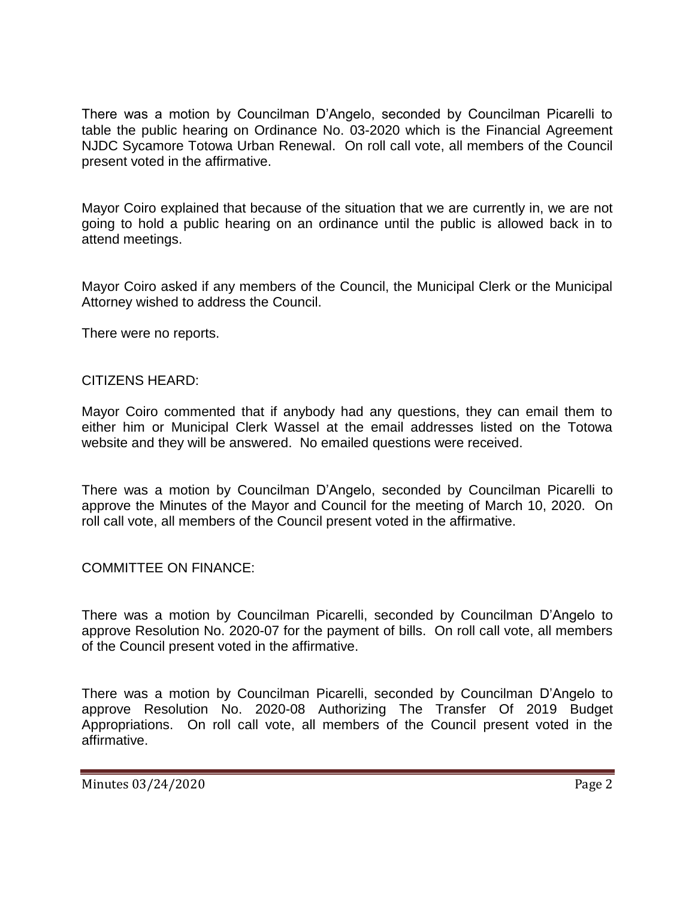There was a motion by Councilman D'Angelo, seconded by Councilman Picarelli to table the public hearing on Ordinance No. 03-2020 which is the Financial Agreement NJDC Sycamore Totowa Urban Renewal. On roll call vote, all members of the Council present voted in the affirmative.

Mayor Coiro explained that because of the situation that we are currently in, we are not going to hold a public hearing on an ordinance until the public is allowed back in to attend meetings.

Mayor Coiro asked if any members of the Council, the Municipal Clerk or the Municipal Attorney wished to address the Council.

There were no reports.

CITIZENS HEARD:

Mayor Coiro commented that if anybody had any questions, they can email them to either him or Municipal Clerk Wassel at the email addresses listed on the Totowa website and they will be answered. No emailed questions were received.

There was a motion by Councilman D'Angelo, seconded by Councilman Picarelli to approve the Minutes of the Mayor and Council for the meeting of March 10, 2020. On roll call vote, all members of the Council present voted in the affirmative.

COMMITTEE ON FINANCE:

There was a motion by Councilman Picarelli, seconded by Councilman D'Angelo to approve Resolution No. 2020-07 for the payment of bills. On roll call vote, all members of the Council present voted in the affirmative.

There was a motion by Councilman Picarelli, seconded by Councilman D'Angelo to approve Resolution No. 2020-08 Authorizing The Transfer Of 2019 Budget Appropriations. On roll call vote, all members of the Council present voted in the affirmative.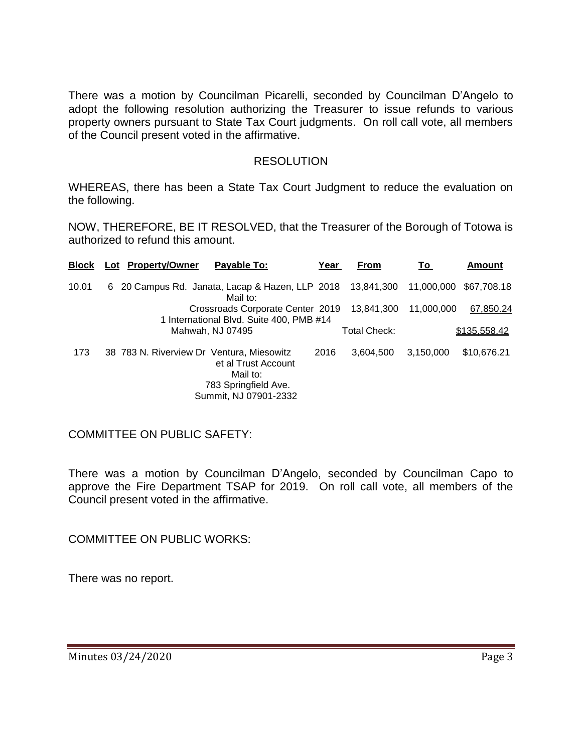There was a motion by Councilman Picarelli, seconded by Councilman D'Angelo to adopt the following resolution authorizing the Treasurer to issue refunds to various property owners pursuant to State Tax Court judgments. On roll call vote, all members of the Council present voted in the affirmative.

RESOLUTION

WHEREAS, there has been a State Tax Court Judgment to reduce the evaluation on the following.

NOW, THEREFORE, BE IT RESOLVED, that the Treasurer of the Borough of Totowa is authorized to refund this amount.

| Block | Lot | Property/Owner | Payable To: | Year | From | To | Amount |
|---|---|---|---|---|---|---|---|
| 10.01 | 6 | 20 Campus Rd. | Janata, Lacap & Hazen, LLP Mail to: | 2018 | 13,841,300 | 11,000,000 | $67,708.18 |
| | | | Crossroads Corporate Center 1 International Blvd. Suite 400, PMB #14 | 2019 | 13,841,300 | 11,000,000 | 67,850.24 |
| | | | Mahwah, NJ 07495 | | Total Check: | | $135,558.42 |
| 173 | 38 | 783 N. Riverview Dr | Ventura, Miesowitz et al Trust Account Mail to: 783 Springfield Ave. Summit, NJ 07901-2332 | 2016 | 3,604,500 | 3,150,000 | $10,676.21 |

COMMITTEE ON PUBLIC SAFETY:

There was a motion by Councilman D'Angelo, seconded by Councilman Capo to approve the Fire Department TSAP for 2019. On roll call vote, all members of the Council present voted in the affirmative.

COMMITTEE ON PUBLIC WORKS:

There was no report.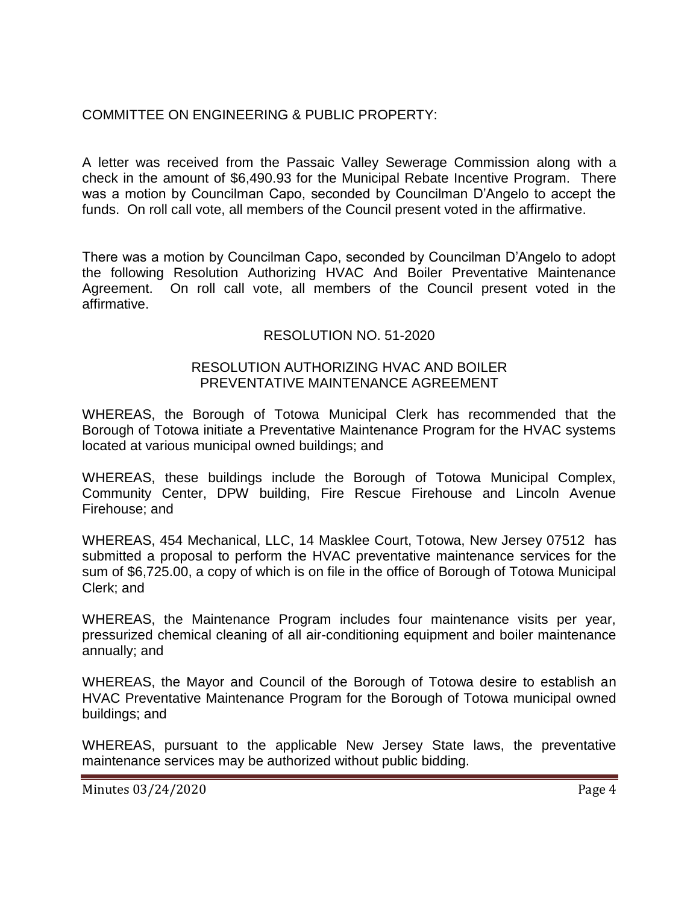COMMITTEE ON ENGINEERING & PUBLIC PROPERTY:

A letter was received from the Passaic Valley Sewerage Commission along with a check in the amount of $6,490.93 for the Municipal Rebate Incentive Program. There was a motion by Councilman Capo, seconded by Councilman D'Angelo to accept the funds. On roll call vote, all members of the Council present voted in the affirmative.

There was a motion by Councilman Capo, seconded by Councilman D'Angelo to adopt the following Resolution Authorizing HVAC And Boiler Preventative Maintenance Agreement. On roll call vote, all members of the Council present voted in the affirmative.

RESOLUTION NO. 51-2020

RESOLUTION AUTHORIZING HVAC AND BOILER PREVENTATIVE MAINTENANCE AGREEMENT

WHEREAS, the Borough of Totowa Municipal Clerk has recommended that the Borough of Totowa initiate a Preventative Maintenance Program for the HVAC systems located at various municipal owned buildings; and

WHEREAS, these buildings include the Borough of Totowa Municipal Complex, Community Center, DPW building, Fire Rescue Firehouse and Lincoln Avenue Firehouse; and

WHEREAS, 454 Mechanical, LLC, 14 Masklee Court, Totowa, New Jersey 07512 has submitted a proposal to perform the HVAC preventative maintenance services for the sum of $6,725.00, a copy of which is on file in the office of Borough of Totowa Municipal Clerk; and

WHEREAS, the Maintenance Program includes four maintenance visits per year, pressurized chemical cleaning of all air-conditioning equipment and boiler maintenance annually; and

WHEREAS, the Mayor and Council of the Borough of Totowa desire to establish an HVAC Preventative Maintenance Program for the Borough of Totowa municipal owned buildings; and

WHEREAS, pursuant to the applicable New Jersey State laws, the preventative maintenance services may be authorized without public bidding.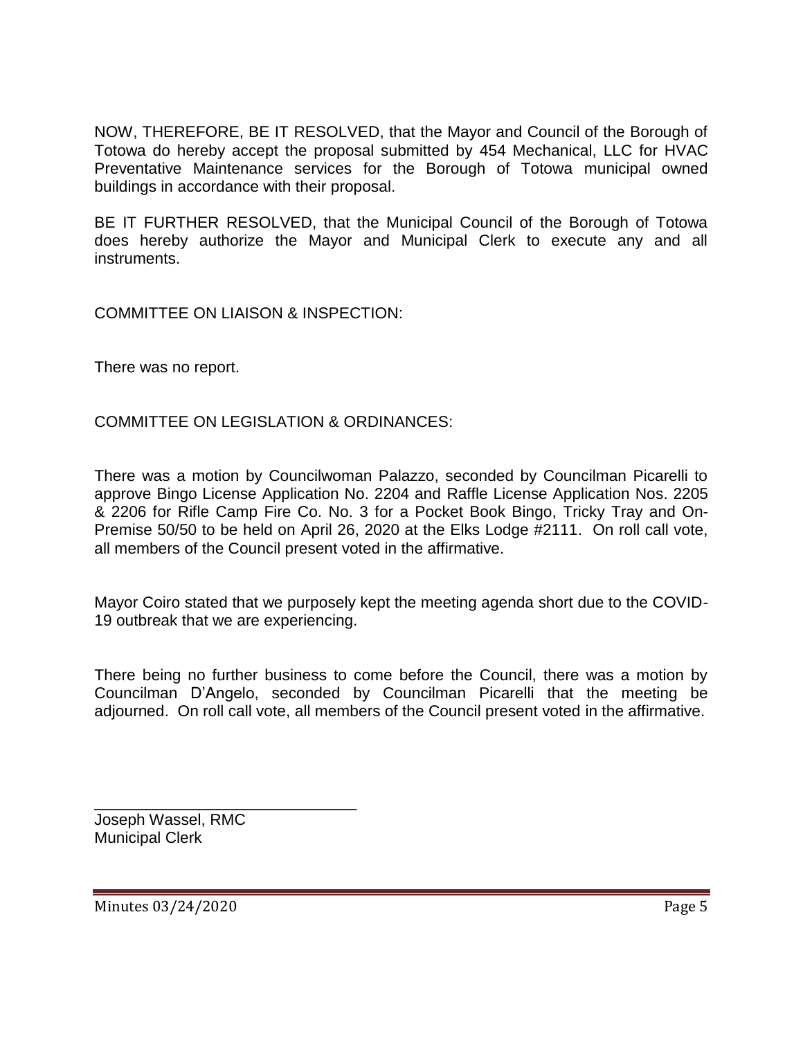NOW, THEREFORE, BE IT RESOLVED, that the Mayor and Council of the Borough of Totowa do hereby accept the proposal submitted by 454 Mechanical, LLC for HVAC Preventative Maintenance services for the Borough of Totowa municipal owned buildings in accordance with their proposal.

BE IT FURTHER RESOLVED, that the Municipal Council of the Borough of Totowa does hereby authorize the Mayor and Municipal Clerk to execute any and all instruments.

COMMITTEE ON LIAISON & INSPECTION:

There was no report.

COMMITTEE ON LEGISLATION & ORDINANCES:

There was a motion by Councilwoman Palazzo, seconded by Councilman Picarelli to approve Bingo License Application No. 2204 and Raffle License Application Nos. 2205 & 2206 for Rifle Camp Fire Co. No. 3 for a Pocket Book Bingo, Tricky Tray and On-Premise 50/50 to be held on April 26, 2020 at the Elks Lodge #2111. On roll call vote, all members of the Council present voted in the affirmative.

Mayor Coiro stated that we purposely kept the meeting agenda short due to the COVID-19 outbreak that we are experiencing.

There being no further business to come before the Council, there was a motion by Councilman D'Angelo, seconded by Councilman Picarelli that the meeting be adjourned. On roll call vote, all members of the Council present voted in the affirmative.

\_\_\_\_\_\_\_\_\_\_\_\_\_\_\_\_\_\_\_\_\_\_\_\_\_\_\_\_\_\_\_

Joseph Wassel, RMC
Municipal Clerk